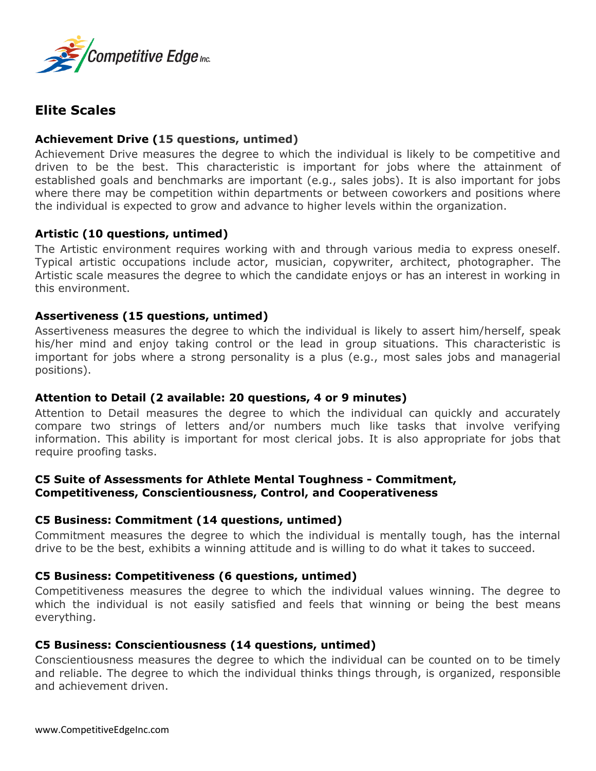## Elite Scales

### Achievement Drive (15 questions, untimed)

Achievement Drive measures the degree to which the individual is likely to be competitive and driven to be the best. This characteristic is important for jobs where the attainment of established goals and benchmarks are important (e.g., sales jobs). It is also important for jobs where there may be competition within departments or between coworkers and positions where the individual is expected to grow and advance to higher levels within the organization.

### Artistic (10 questions, untimed)

The Artistic environment requires working with and through various media to express oneself. Typical artistic occupations include actor, musician, copywriter, architect, photographer. The Artistic scale measures the degree to which the candidate enjoys or has an interest in working in this environment.

### Assertiveness (15 questions, untimed)

Assertiveness measures the degree to which the individual is likely to assert him/herself, speak his/her mind and enjoy taking control or the lead in group situations. This characteristic is important for jobs where a strong personality is a plus (e.g., most sales jobs and managerial positions).

### Attention to Detail (2 available: 20 questions, 4 or 9 minutes)

Attention to Detail measures the degree to which the individual can quickly and accurately compare two strings of letters and/or numbers much like tasks that involve verifying information. This ability is important for most clerical jobs. It is also appropriate for jobs that require proofing tasks.

### C5 Suite of Assessments for Athlete Mental Toughness - Commitment, Competitiveness, Conscientiousness, Control, and Cooperativeness

### C5 Business: Commitment (14 questions, untimed)

Commitment measures the degree to which the individual is mentally tough, has the internal drive to be the best, exhibits a winning attitude and is willing to do what it takes to succeed.

### C5 Business: Competitiveness (6 questions, untimed)

Competitiveness measures the degree to which the individual values winning. The degree to which the individual is not easily satisfied and feels that winning or being the best means everything.

### C5 Business: Conscientiousness (14 questions, untimed)

Conscientiousness measures the degree to which the individual can be counted on to be timely and reliable. The degree to which the individual thinks things through, is organized, responsible and achievement driven.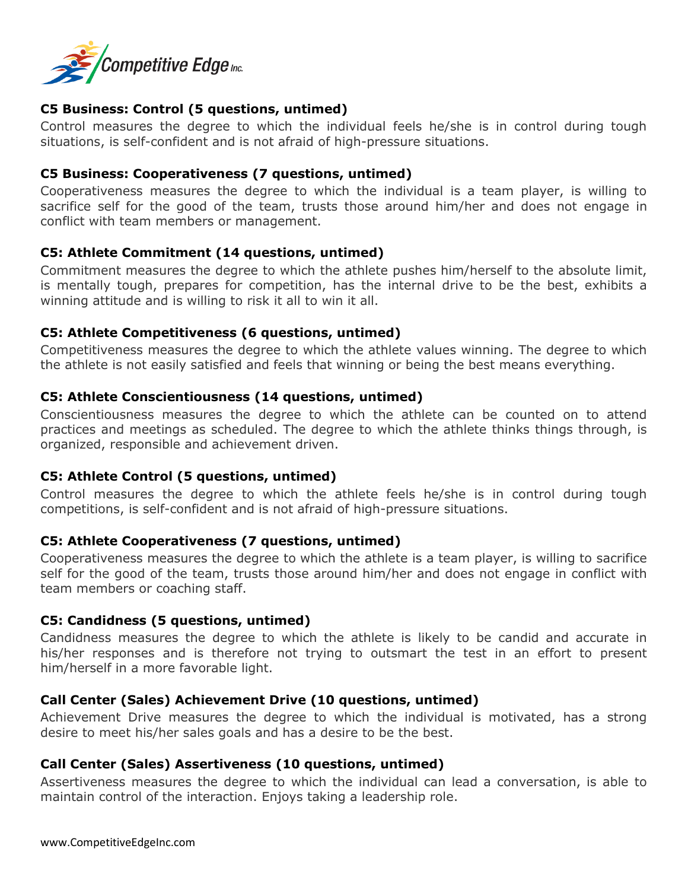**C5 Business: Control (5 questions, untimed)**

Control measures the degree to which the individual feels he/she is in control during tough situations, is self-confident and is not afraid of high-pressure situations.

**C5 Business: Cooperativeness (7 questions, untimed)**

Cooperativeness measures the degree to which the individual is a team player, is willing to sacrifice self for the good of the team, trusts those around him/her and does not engage in conflict with team members or management.

**C5: Athlete Commitment (14 questions, untimed)**

Commitment measures the degree to which the athlete pushes him/herself to the absolute limit, is mentally tough, prepares for competition, has the internal drive to be the best, exhibits a winning attitude and is willing to risk it all to win it all.

**C5: Athlete Competitiveness (6 questions, untimed)**

Competitiveness measures the degree to which the athlete values winning. The degree to which the athlete is not easily satisfied and feels that winning or being the best means everything.

**C5: Athlete Conscientiousness (14 questions, untimed)**

Conscientiousness measures the degree to which the athlete can be counted on to attend practices and meetings as scheduled. The degree to which the athlete thinks things through, is organized, responsible and achievement driven.

**C5: Athlete Control (5 questions, untimed)**

Control measures the degree to which the athlete feels he/she is in control during tough competitions, is self-confident and is not afraid of high-pressure situations.

**C5: Athlete Cooperativeness (7 questions, untimed)**

Cooperativeness measures the degree to which the athlete is a team player, is willing to sacrifice self for the good of the team, trusts those around him/her and does not engage in conflict with team members or coaching staff.

**C5: Candidness (5 questions, untimed)**

Candidness measures the degree to which the athlete is likely to be candid and accurate in his/her responses and is therefore not trying to outsmart the test in an effort to present him/herself in a more favorable light.

**Call Center (Sales) Achievement Drive (10 questions, untimed)**

Achievement Drive measures the degree to which the individual is motivated, has a strong desire to meet his/her sales goals and has a desire to be the best.

**Call Center (Sales) Assertiveness (10 questions, untimed)**

Assertiveness measures the degree to which the individual can lead a conversation, is able to maintain control of the interaction. Enjoys taking a leadership role.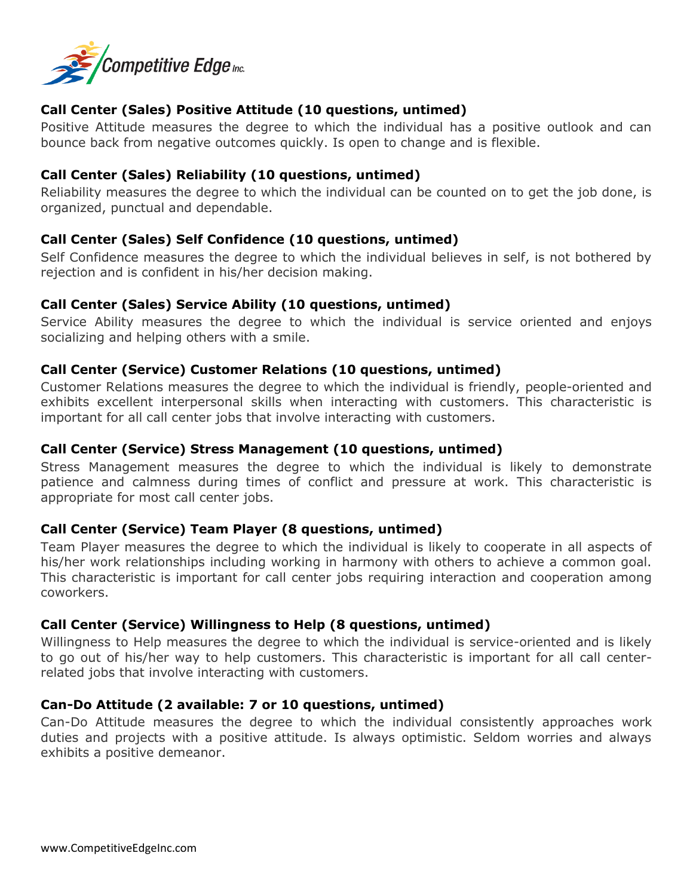**Call Center (Sales) Positive Attitude (10 questions, untimed)**

Positive Attitude measures the degree to which the individual has a positive outlook and can bounce back from negative outcomes quickly. Is open to change and is flexible.

**Call Center (Sales) Reliability (10 questions, untimed)**

Reliability measures the degree to which the individual can be counted on to get the job done, is organized, punctual and dependable.

**Call Center (Sales) Self Confidence (10 questions, untimed)**

Self Confidence measures the degree to which the individual believes in self, is not bothered by rejection and is confident in his/her decision making.

**Call Center (Sales) Service Ability (10 questions, untimed)**

Service Ability measures the degree to which the individual is service oriented and enjoys socializing and helping others with a smile.

**Call Center (Service) Customer Relations (10 questions, untimed)**

Customer Relations measures the degree to which the individual is friendly, people-oriented and exhibits excellent interpersonal skills when interacting with customers. This characteristic is important for all call center jobs that involve interacting with customers.

**Call Center (Service) Stress Management (10 questions, untimed)**

Stress Management measures the degree to which the individual is likely to demonstrate patience and calmness during times of conflict and pressure at work. This characteristic is appropriate for most call center jobs.

**Call Center (Service) Team Player (8 questions, untimed)**

Team Player measures the degree to which the individual is likely to cooperate in all aspects of his/her work relationships including working in harmony with others to achieve a common goal. This characteristic is important for call center jobs requiring interaction and cooperation among coworkers.

**Call Center (Service) Willingness to Help (8 questions, untimed)**

Willingness to Help measures the degree to which the individual is service-oriented and is likely to go out of his/her way to help customers. This characteristic is important for all call center-related jobs that involve interacting with customers.

**Can-Do Attitude (2 available: 7 or 10 questions, untimed)**

Can-Do Attitude measures the degree to which the individual consistently approaches work duties and projects with a positive attitude. Is always optimistic. Seldom worries and always exhibits a positive demeanor.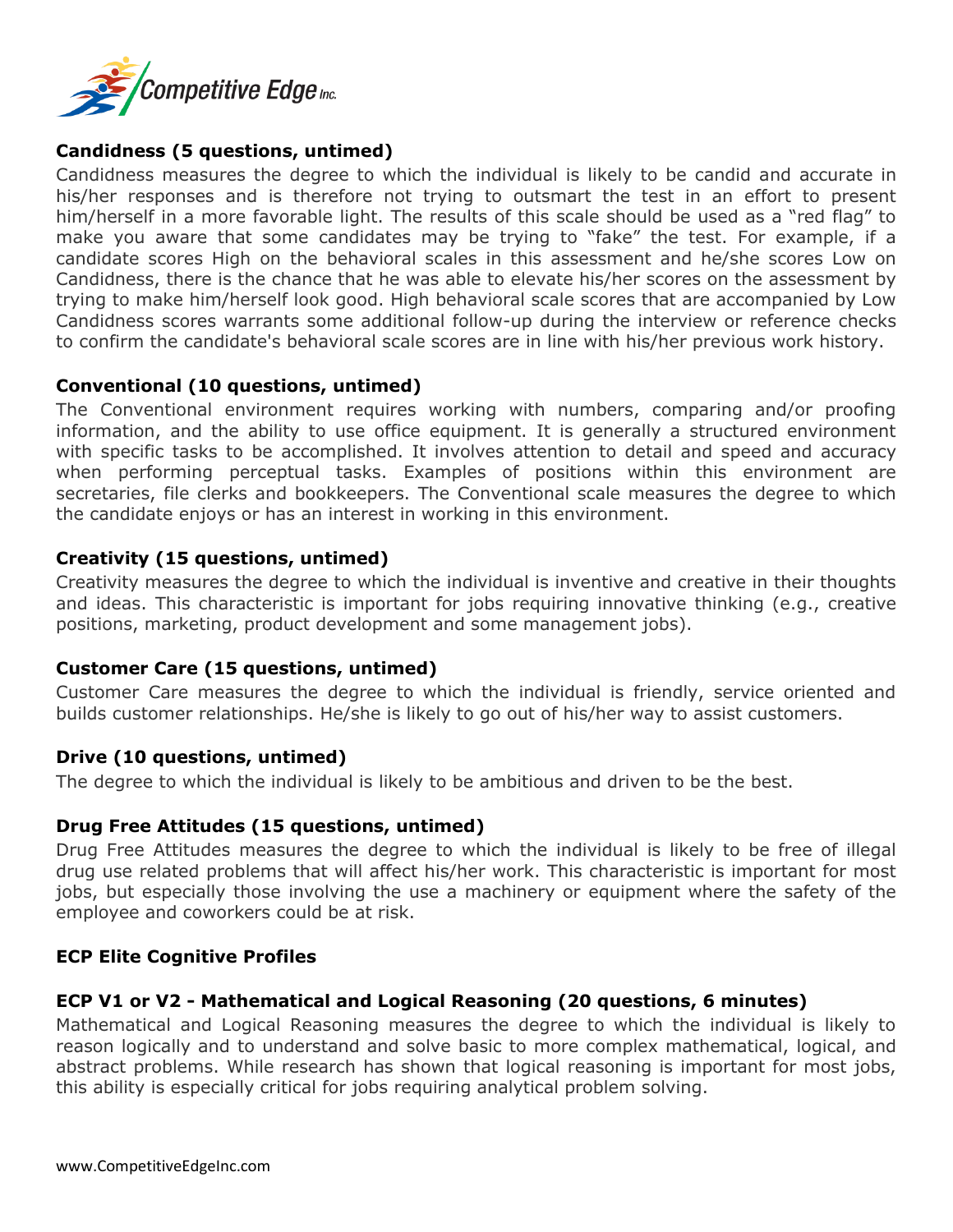**Candidness (5 questions, untimed)**

Candidness measures the degree to which the individual is likely to be candid and accurate in his/her responses and is therefore not trying to outsmart the test in an effort to present him/herself in a more favorable light. The results of this scale should be used as a "red flag" to make you aware that some candidates may be trying to "fake" the test. For example, if a candidate scores High on the behavioral scales in this assessment and he/she scores Low on Candidness, there is the chance that he was able to elevate his/her scores on the assessment by trying to make him/herself look good. High behavioral scale scores that are accompanied by Low Candidness scores warrants some additional follow-up during the interview or reference checks to confirm the candidate's behavioral scale scores are in line with his/her previous work history.

**Conventional (10 questions, untimed)**

The Conventional environment requires working with numbers, comparing and/or proofing information, and the ability to use office equipment. It is generally a structured environment with specific tasks to be accomplished. It involves attention to detail and speed and accuracy when performing perceptual tasks. Examples of positions within this environment are secretaries, file clerks and bookkeepers. The Conventional scale measures the degree to which the candidate enjoys or has an interest in working in this environment.

**Creativity (15 questions, untimed)**

Creativity measures the degree to which the individual is inventive and creative in their thoughts and ideas. This characteristic is important for jobs requiring innovative thinking (e.g., creative positions, marketing, product development and some management jobs).

**Customer Care (15 questions, untimed)**

Customer Care measures the degree to which the individual is friendly, service oriented and builds customer relationships. He/she is likely to go out of his/her way to assist customers.

**Drive (10 questions, untimed)**

The degree to which the individual is likely to be ambitious and driven to be the best.

**Drug Free Attitudes (15 questions, untimed)**

Drug Free Attitudes measures the degree to which the individual is likely to be free of illegal drug use related problems that will affect his/her work. This characteristic is important for most jobs, but especially those involving the use a machinery or equipment where the safety of the employee and coworkers could be at risk.

**ECP Elite Cognitive Profiles**

**ECP V1 or V2 - Mathematical and Logical Reasoning (20 questions, 6 minutes)**

Mathematical and Logical Reasoning measures the degree to which the individual is likely to reason logically and to understand and solve basic to more complex mathematical, logical, and abstract problems. While research has shown that logical reasoning is important for most jobs, this ability is especially critical for jobs requiring analytical problem solving.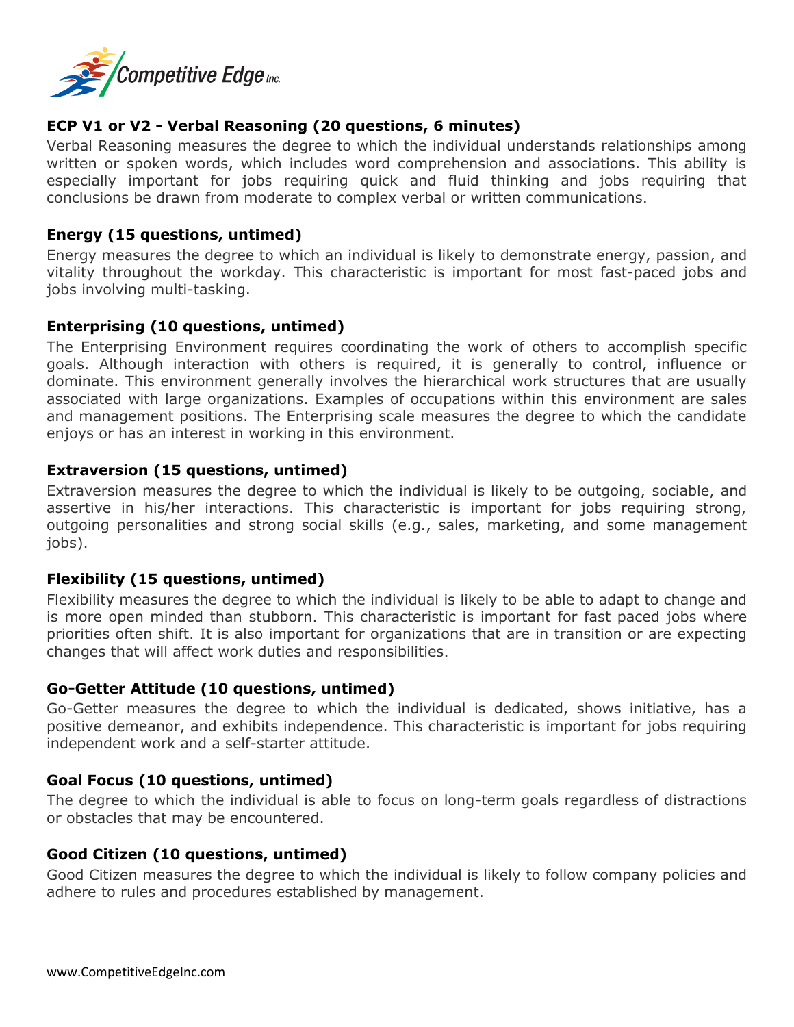**ECP V1 or V2 - Verbal Reasoning (20 questions, 6 minutes)**

Verbal Reasoning measures the degree to which the individual understands relationships among written or spoken words, which includes word comprehension and associations. This ability is especially important for jobs requiring quick and fluid thinking and jobs requiring that conclusions be drawn from moderate to complex verbal or written communications.

**Energy (15 questions, untimed)**

Energy measures the degree to which an individual is likely to demonstrate energy, passion, and vitality throughout the workday. This characteristic is important for most fast-paced jobs and jobs involving multi-tasking.

**Enterprising (10 questions, untimed)**

The Enterprising Environment requires coordinating the work of others to accomplish specific goals. Although interaction with others is required, it is generally to control, influence or dominate. This environment generally involves the hierarchical work structures that are usually associated with large organizations. Examples of occupations within this environment are sales and management positions. The Enterprising scale measures the degree to which the candidate enjoys or has an interest in working in this environment.

**Extraversion (15 questions, untimed)**

Extraversion measures the degree to which the individual is likely to be outgoing, sociable, and assertive in his/her interactions. This characteristic is important for jobs requiring strong, outgoing personalities and strong social skills (e.g., sales, marketing, and some management jobs).

**Flexibility (15 questions, untimed)**

Flexibility measures the degree to which the individual is likely to be able to adapt to change and is more open minded than stubborn. This characteristic is important for fast paced jobs where priorities often shift. It is also important for organizations that are in transition or are expecting changes that will affect work duties and responsibilities.

**Go-Getter Attitude (10 questions, untimed)**

Go-Getter measures the degree to which the individual is dedicated, shows initiative, has a positive demeanor, and exhibits independence. This characteristic is important for jobs requiring independent work and a self-starter attitude.

**Goal Focus (10 questions, untimed)**

The degree to which the individual is able to focus on long-term goals regardless of distractions or obstacles that may be encountered.

**Good Citizen (10 questions, untimed)**

Good Citizen measures the degree to which the individual is likely to follow company policies and adhere to rules and procedures established by management.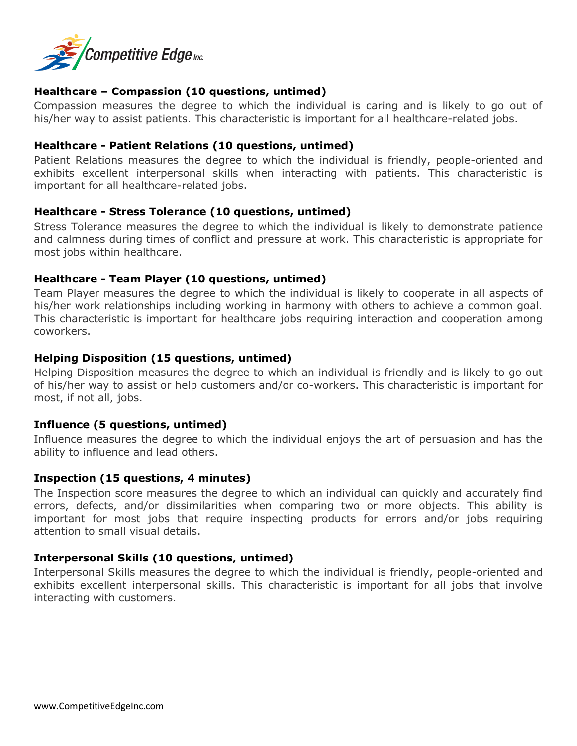### Healthcare – Compassion (10 questions, untimed)

Compassion measures the degree to which the individual is caring and is likely to go out of his/her way to assist patients. This characteristic is important for all healthcare-related jobs.

### Healthcare - Patient Relations (10 questions, untimed)

Patient Relations measures the degree to which the individual is friendly, people-oriented and exhibits excellent interpersonal skills when interacting with patients. This characteristic is important for all healthcare-related jobs.

### Healthcare - Stress Tolerance (10 questions, untimed)

Stress Tolerance measures the degree to which the individual is likely to demonstrate patience and calmness during times of conflict and pressure at work. This characteristic is appropriate for most jobs within healthcare.

### Healthcare - Team Player (10 questions, untimed)

Team Player measures the degree to which the individual is likely to cooperate in all aspects of his/her work relationships including working in harmony with others to achieve a common goal. This characteristic is important for healthcare jobs requiring interaction and cooperation among coworkers.

### Helping Disposition (15 questions, untimed)

Helping Disposition measures the degree to which an individual is friendly and is likely to go out of his/her way to assist or help customers and/or co-workers. This characteristic is important for most, if not all, jobs.

### Influence (5 questions, untimed)

Influence measures the degree to which the individual enjoys the art of persuasion and has the ability to influence and lead others.

### Inspection (15 questions, 4 minutes)

The Inspection score measures the degree to which an individual can quickly and accurately find errors, defects, and/or dissimilarities when comparing two or more objects. This ability is important for most jobs that require inspecting products for errors and/or jobs requiring attention to small visual details.

### Interpersonal Skills (10 questions, untimed)

Interpersonal Skills measures the degree to which the individual is friendly, people-oriented and exhibits excellent interpersonal skills. This characteristic is important for all jobs that involve interacting with customers.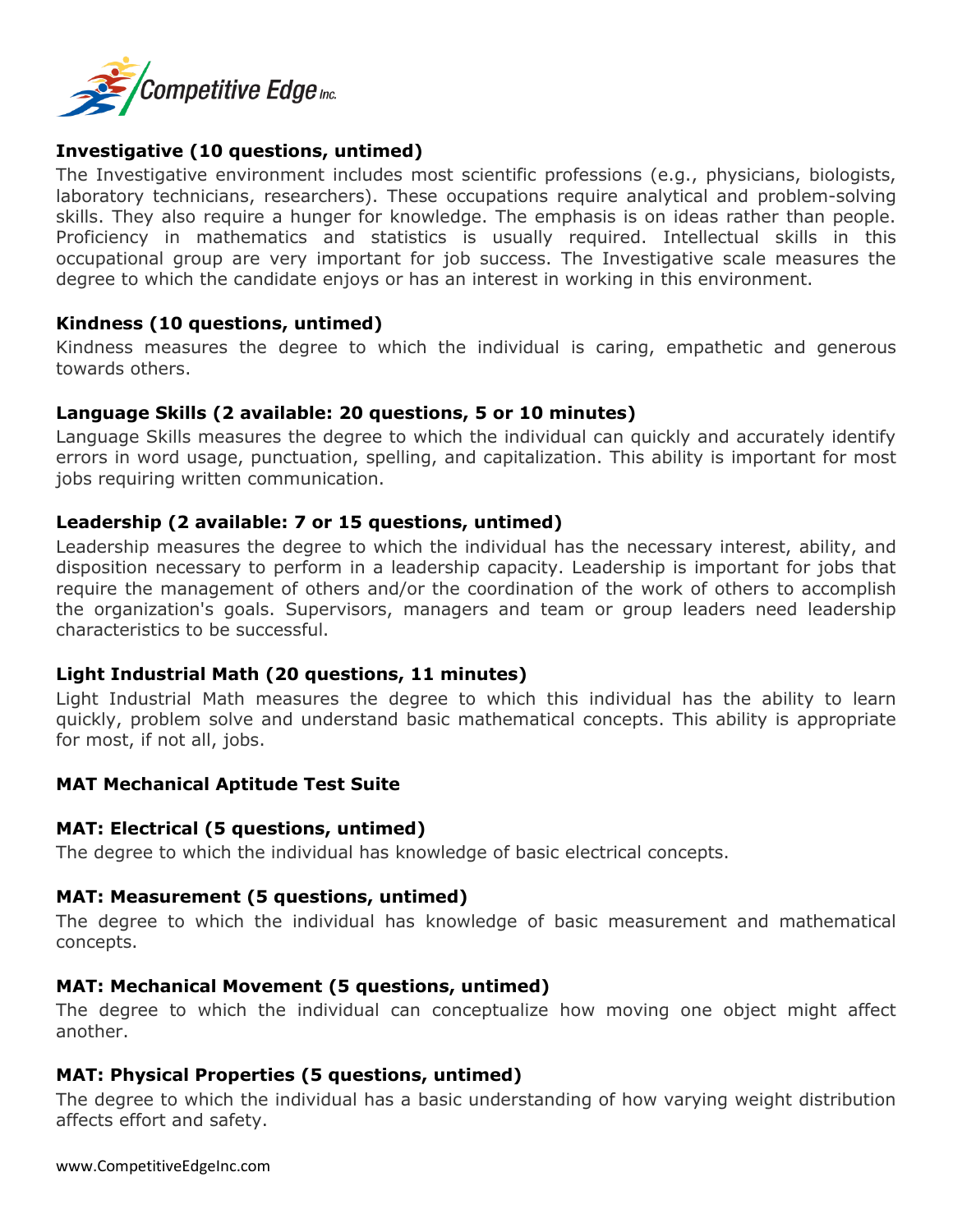**Investigative (10 questions, untimed)**

The Investigative environment includes most scientific professions (e.g., physicians, biologists, laboratory technicians, researchers). These occupations require analytical and problem-solving skills. They also require a hunger for knowledge. The emphasis is on ideas rather than people. Proficiency in mathematics and statistics is usually required. Intellectual skills in this occupational group are very important for job success. The Investigative scale measures the degree to which the candidate enjoys or has an interest in working in this environment.

**Kindness (10 questions, untimed)**

Kindness measures the degree to which the individual is caring, empathetic and generous towards others.

**Language Skills (2 available: 20 questions, 5 or 10 minutes)**

Language Skills measures the degree to which the individual can quickly and accurately identify errors in word usage, punctuation, spelling, and capitalization. This ability is important for most jobs requiring written communication.

**Leadership (2 available: 7 or 15 questions, untimed)**

Leadership measures the degree to which the individual has the necessary interest, ability, and disposition necessary to perform in a leadership capacity. Leadership is important for jobs that require the management of others and/or the coordination of the work of others to accomplish the organization's goals. Supervisors, managers and team or group leaders need leadership characteristics to be successful.

**Light Industrial Math (20 questions, 11 minutes)**

Light Industrial Math measures the degree to which this individual has the ability to learn quickly, problem solve and understand basic mathematical concepts. This ability is appropriate for most, if not all, jobs.

**MAT Mechanical Aptitude Test Suite**

**MAT: Electrical (5 questions, untimed)**

The degree to which the individual has knowledge of basic electrical concepts.

**MAT: Measurement (5 questions, untimed)**

The degree to which the individual has knowledge of basic measurement and mathematical concepts.

**MAT: Mechanical Movement (5 questions, untimed)**

The degree to which the individual can conceptualize how moving one object might affect another.

**MAT: Physical Properties (5 questions, untimed)**

The degree to which the individual has a basic understanding of how varying weight distribution affects effort and safety.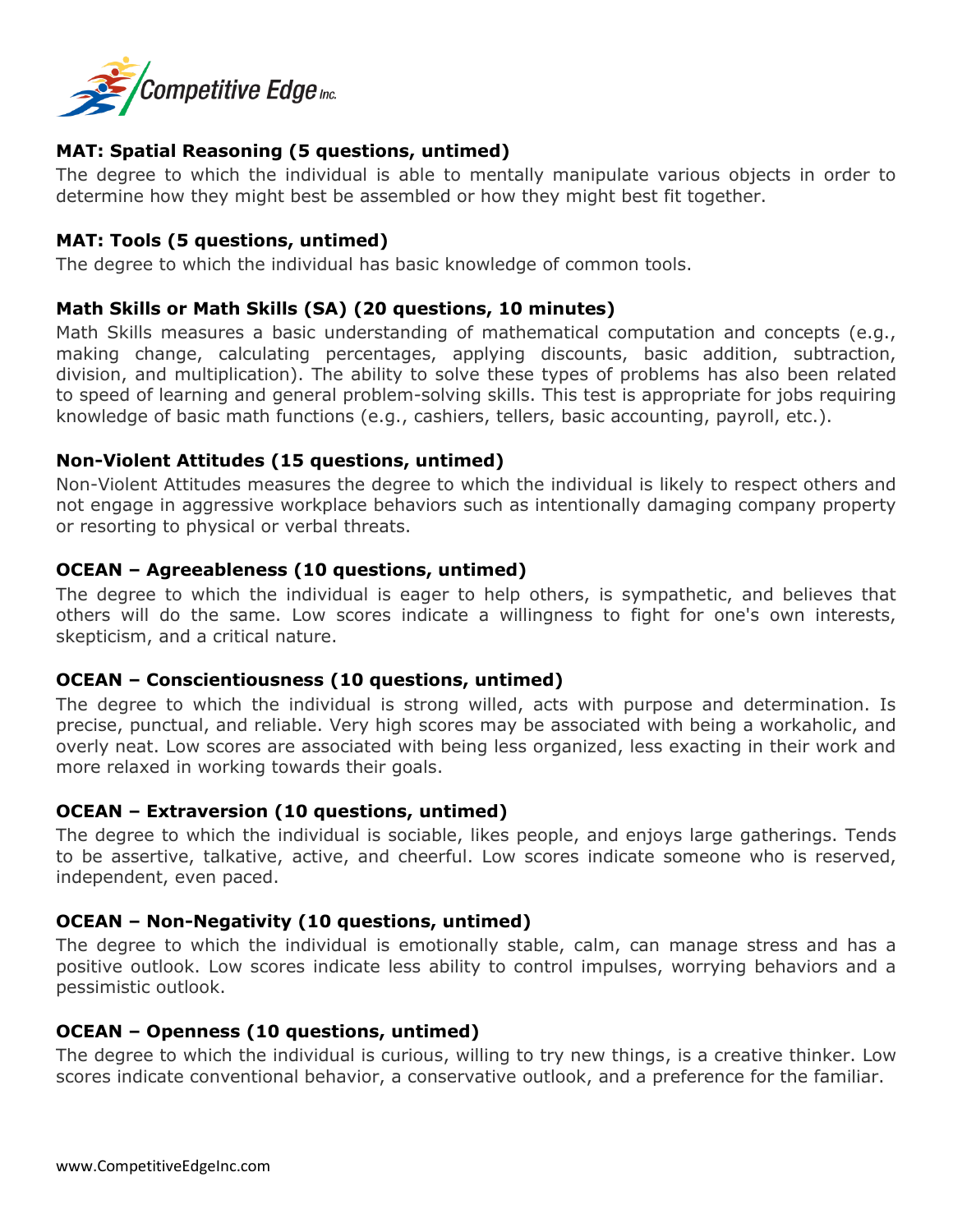**MAT: Spatial Reasoning (5 questions, untimed)**

The degree to which the individual is able to mentally manipulate various objects in order to determine how they might best be assembled or how they might best fit together.

**MAT: Tools (5 questions, untimed)**

The degree to which the individual has basic knowledge of common tools.

**Math Skills or Math Skills (SA) (20 questions, 10 minutes)**

Math Skills measures a basic understanding of mathematical computation and concepts (e.g., making change, calculating percentages, applying discounts, basic addition, subtraction, division, and multiplication). The ability to solve these types of problems has also been related to speed of learning and general problem-solving skills. This test is appropriate for jobs requiring knowledge of basic math functions (e.g., cashiers, tellers, basic accounting, payroll, etc.).

**Non-Violent Attitudes (15 questions, untimed)**

Non-Violent Attitudes measures the degree to which the individual is likely to respect others and not engage in aggressive workplace behaviors such as intentionally damaging company property or resorting to physical or verbal threats.

**OCEAN – Agreeableness (10 questions, untimed)**

The degree to which the individual is eager to help others, is sympathetic, and believes that others will do the same. Low scores indicate a willingness to fight for one's own interests, skepticism, and a critical nature.

**OCEAN – Conscientiousness (10 questions, untimed)**

The degree to which the individual is strong willed, acts with purpose and determination. Is precise, punctual, and reliable. Very high scores may be associated with being a workaholic, and overly neat. Low scores are associated with being less organized, less exacting in their work and more relaxed in working towards their goals.

**OCEAN – Extraversion (10 questions, untimed)**

The degree to which the individual is sociable, likes people, and enjoys large gatherings. Tends to be assertive, talkative, active, and cheerful. Low scores indicate someone who is reserved, independent, even paced.

**OCEAN – Non-Negativity (10 questions, untimed)**

The degree to which the individual is emotionally stable, calm, can manage stress and has a positive outlook. Low scores indicate less ability to control impulses, worrying behaviors and a pessimistic outlook.

**OCEAN – Openness (10 questions, untimed)**

The degree to which the individual is curious, willing to try new things, is a creative thinker. Low scores indicate conventional behavior, a conservative outlook, and a preference for the familiar.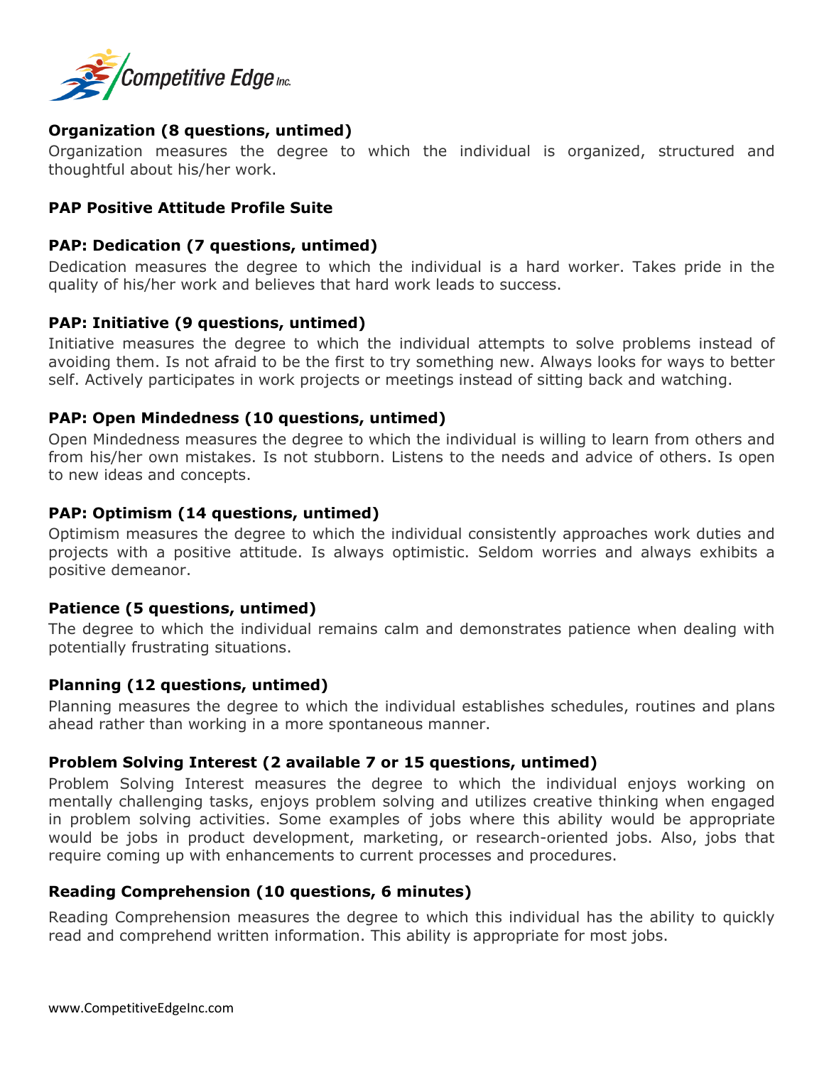### Organization (8 questions, untimed)

Organization measures the degree to which the individual is organized, structured and thoughtful about his/her work.

### PAP Positive Attitude Profile Suite

### PAP: Dedication (7 questions, untimed)

Dedication measures the degree to which the individual is a hard worker. Takes pride in the quality of his/her work and believes that hard work leads to success.

### PAP: Initiative (9 questions, untimed)

Initiative measures the degree to which the individual attempts to solve problems instead of avoiding them. Is not afraid to be the first to try something new. Always looks for ways to better self. Actively participates in work projects or meetings instead of sitting back and watching.

### PAP: Open Mindedness (10 questions, untimed)

Open Mindedness measures the degree to which the individual is willing to learn from others and from his/her own mistakes. Is not stubborn. Listens to the needs and advice of others. Is open to new ideas and concepts.

### PAP: Optimism (14 questions, untimed)

Optimism measures the degree to which the individual consistently approaches work duties and projects with a positive attitude. Is always optimistic. Seldom worries and always exhibits a positive demeanor.

### Patience (5 questions, untimed)

The degree to which the individual remains calm and demonstrates patience when dealing with potentially frustrating situations.

### Planning (12 questions, untimed)

Planning measures the degree to which the individual establishes schedules, routines and plans ahead rather than working in a more spontaneous manner.

### Problem Solving Interest (2 available 7 or 15 questions, untimed)

Problem Solving Interest measures the degree to which the individual enjoys working on mentally challenging tasks, enjoys problem solving and utilizes creative thinking when engaged in problem solving activities. Some examples of jobs where this ability would be appropriate would be jobs in product development, marketing, or research-oriented jobs. Also, jobs that require coming up with enhancements to current processes and procedures.

### Reading Comprehension (10 questions, 6 minutes)

Reading Comprehension measures the degree to which this individual has the ability to quickly read and comprehend written information. This ability is appropriate for most jobs.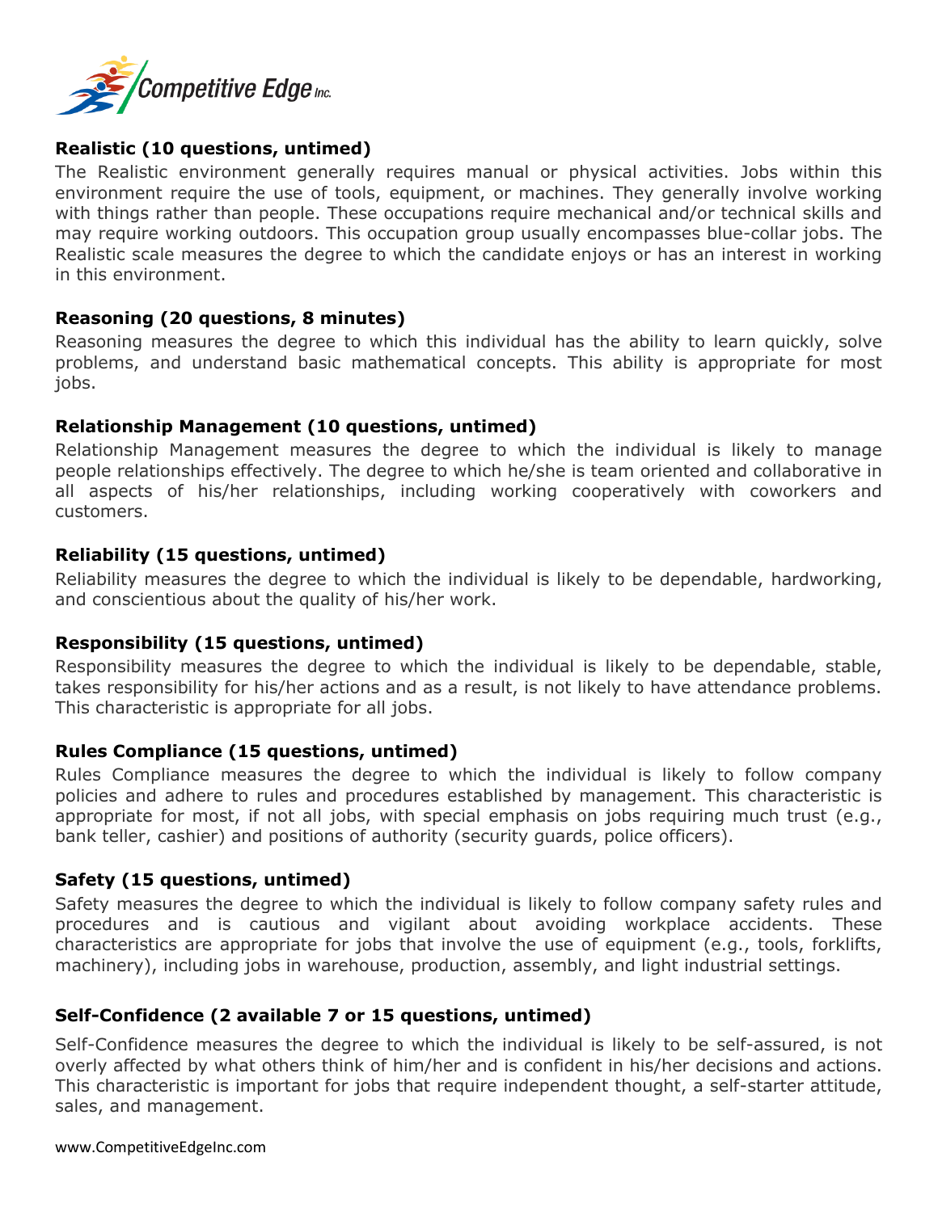**Realistic (10 questions, untimed)**

The Realistic environment generally requires manual or physical activities. Jobs within this environment require the use of tools, equipment, or machines. They generally involve working with things rather than people. These occupations require mechanical and/or technical skills and may require working outdoors. This occupation group usually encompasses blue-collar jobs. The Realistic scale measures the degree to which the candidate enjoys or has an interest in working in this environment.

**Reasoning (20 questions, 8 minutes)**

Reasoning measures the degree to which this individual has the ability to learn quickly, solve problems, and understand basic mathematical concepts. This ability is appropriate for most jobs.

**Relationship Management (10 questions, untimed)**

Relationship Management measures the degree to which the individual is likely to manage people relationships effectively. The degree to which he/she is team oriented and collaborative in all aspects of his/her relationships, including working cooperatively with coworkers and customers.

**Reliability (15 questions, untimed)**

Reliability measures the degree to which the individual is likely to be dependable, hardworking, and conscientious about the quality of his/her work.

**Responsibility (15 questions, untimed)**

Responsibility measures the degree to which the individual is likely to be dependable, stable, takes responsibility for his/her actions and as a result, is not likely to have attendance problems. This characteristic is appropriate for all jobs.

**Rules Compliance (15 questions, untimed)**

Rules Compliance measures the degree to which the individual is likely to follow company policies and adhere to rules and procedures established by management. This characteristic is appropriate for most, if not all jobs, with special emphasis on jobs requiring much trust (e.g., bank teller, cashier) and positions of authority (security guards, police officers).

**Safety (15 questions, untimed)**

Safety measures the degree to which the individual is likely to follow company safety rules and procedures and is cautious and vigilant about avoiding workplace accidents. These characteristics are appropriate for jobs that involve the use of equipment (e.g., tools, forklifts, machinery), including jobs in warehouse, production, assembly, and light industrial settings.

**Self-Confidence (2 available 7 or 15 questions, untimed)**

Self-Confidence measures the degree to which the individual is likely to be self-assured, is not overly affected by what others think of him/her and is confident in his/her decisions and actions. This characteristic is important for jobs that require independent thought, a self-starter attitude, sales, and management.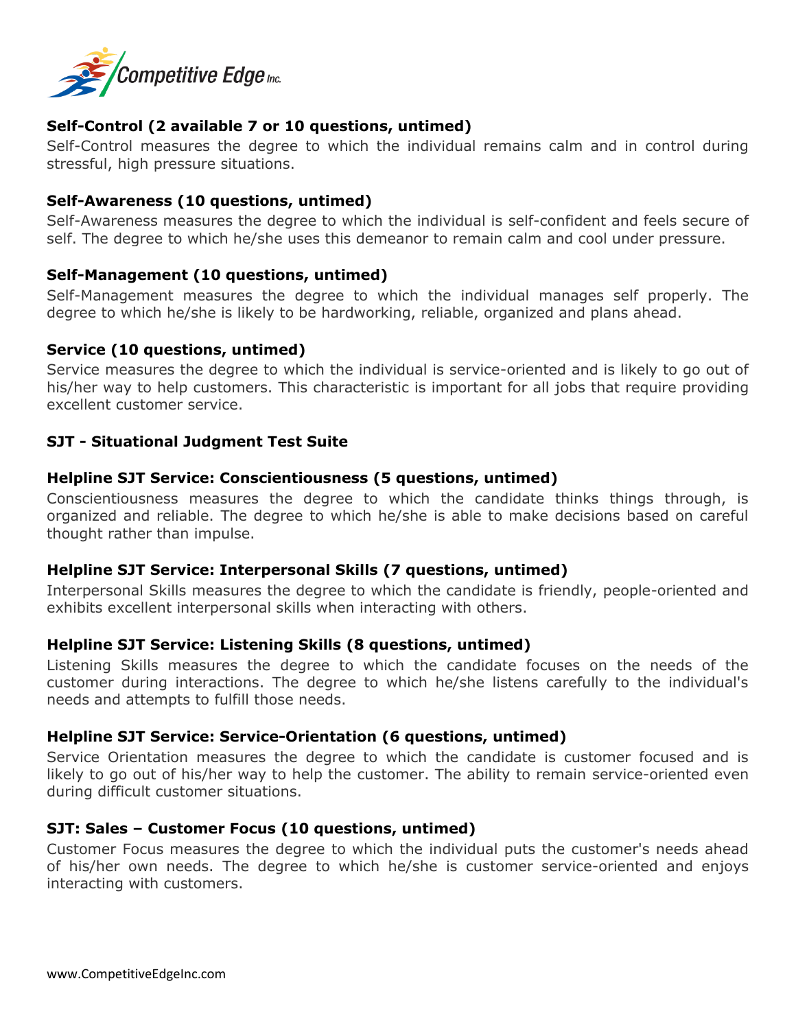**Self-Control (2 available 7 or 10 questions, untimed)**

Self-Control measures the degree to which the individual remains calm and in control during stressful, high pressure situations.

**Self-Awareness (10 questions, untimed)**

Self-Awareness measures the degree to which the individual is self-confident and feels secure of self. The degree to which he/she uses this demeanor to remain calm and cool under pressure.

**Self-Management (10 questions, untimed)**

Self-Management measures the degree to which the individual manages self properly. The degree to which he/she is likely to be hardworking, reliable, organized and plans ahead.

**Service (10 questions, untimed)**

Service measures the degree to which the individual is service-oriented and is likely to go out of his/her way to help customers. This characteristic is important for all jobs that require providing excellent customer service.

**SJT - Situational Judgment Test Suite**

**Helpline SJT Service: Conscientiousness (5 questions, untimed)**

Conscientiousness measures the degree to which the candidate thinks things through, is organized and reliable. The degree to which he/she is able to make decisions based on careful thought rather than impulse.

**Helpline SJT Service: Interpersonal Skills (7 questions, untimed)**

Interpersonal Skills measures the degree to which the candidate is friendly, people-oriented and exhibits excellent interpersonal skills when interacting with others.

**Helpline SJT Service: Listening Skills (8 questions, untimed)**

Listening Skills measures the degree to which the candidate focuses on the needs of the customer during interactions. The degree to which he/she listens carefully to the individual's needs and attempts to fulfill those needs.

**Helpline SJT Service: Service-Orientation (6 questions, untimed)**

Service Orientation measures the degree to which the candidate is customer focused and is likely to go out of his/her way to help the customer. The ability to remain service-oriented even during difficult customer situations.

**SJT: Sales – Customer Focus (10 questions, untimed)**

Customer Focus measures the degree to which the individual puts the customer's needs ahead of his/her own needs. The degree to which he/she is customer service-oriented and enjoys interacting with customers.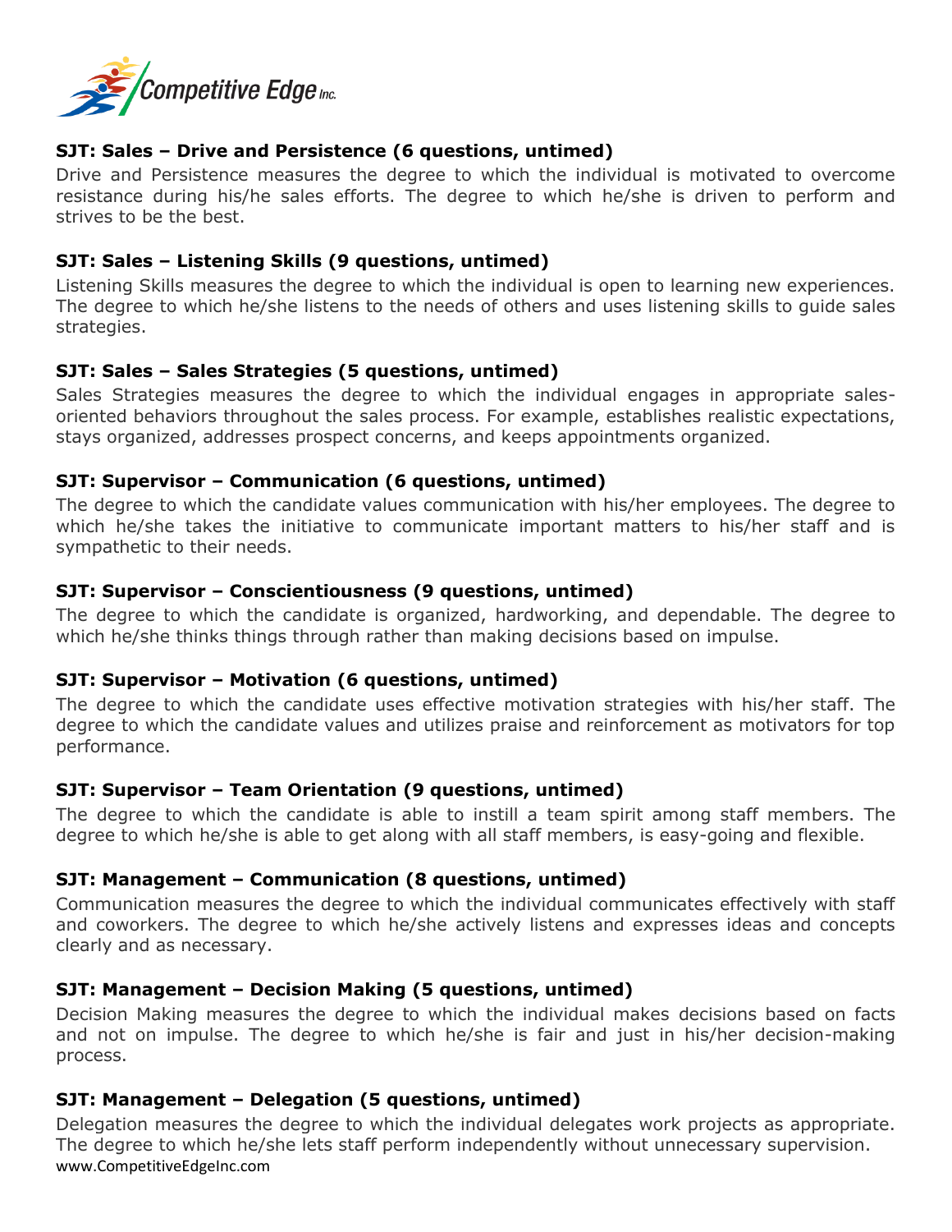### SJT: Sales – Drive and Persistence (6 questions, untimed)

Drive and Persistence measures the degree to which the individual is motivated to overcome resistance during his/he sales efforts. The degree to which he/she is driven to perform and strives to be the best.

### SJT: Sales – Listening Skills (9 questions, untimed)

Listening Skills measures the degree to which the individual is open to learning new experiences. The degree to which he/she listens to the needs of others and uses listening skills to guide sales strategies.

### SJT: Sales – Sales Strategies (5 questions, untimed)

Sales Strategies measures the degree to which the individual engages in appropriate sales-oriented behaviors throughout the sales process. For example, establishes realistic expectations, stays organized, addresses prospect concerns, and keeps appointments organized.

### SJT: Supervisor – Communication (6 questions, untimed)

The degree to which the candidate values communication with his/her employees. The degree to which he/she takes the initiative to communicate important matters to his/her staff and is sympathetic to their needs.

### SJT: Supervisor – Conscientiousness (9 questions, untimed)

The degree to which the candidate is organized, hardworking, and dependable. The degree to which he/she thinks things through rather than making decisions based on impulse.

### SJT: Supervisor – Motivation (6 questions, untimed)

The degree to which the candidate uses effective motivation strategies with his/her staff. The degree to which the candidate values and utilizes praise and reinforcement as motivators for top performance.

### SJT: Supervisor – Team Orientation (9 questions, untimed)

The degree to which the candidate is able to instill a team spirit among staff members. The degree to which he/she is able to get along with all staff members, is easy-going and flexible.

### SJT: Management – Communication (8 questions, untimed)

Communication measures the degree to which the individual communicates effectively with staff and coworkers. The degree to which he/she actively listens and expresses ideas and concepts clearly and as necessary.

### SJT: Management – Decision Making (5 questions, untimed)

Decision Making measures the degree to which the individual makes decisions based on facts and not on impulse. The degree to which he/she is fair and just in his/her decision-making process.

### SJT: Management – Delegation (5 questions, untimed)

Delegation measures the degree to which the individual delegates work projects as appropriate. The degree to which he/she lets staff perform independently without unnecessary supervision.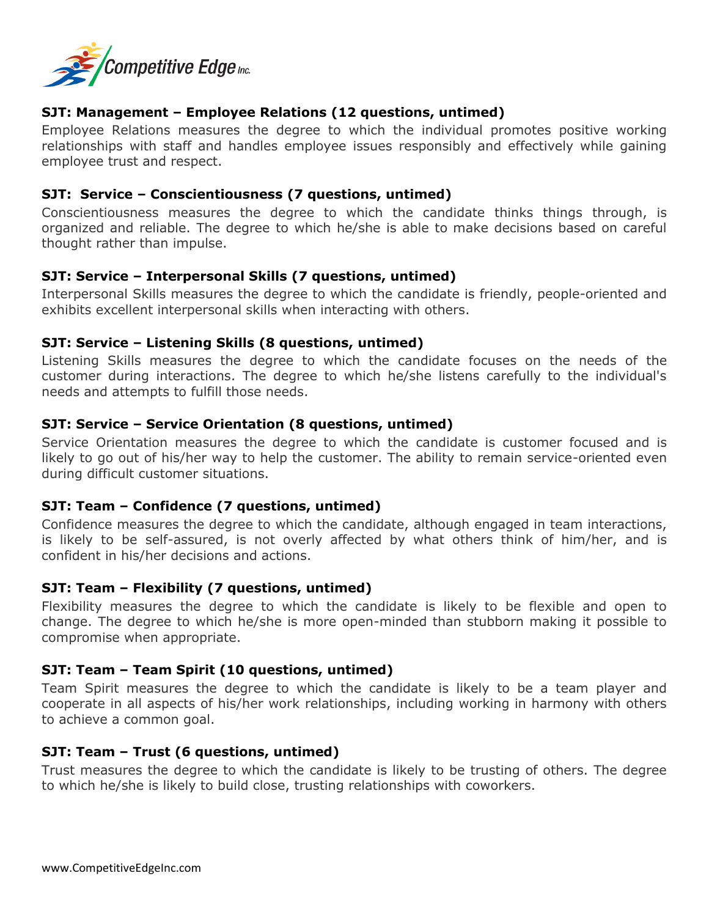### SJT: Management – Employee Relations (12 questions, untimed)

Employee Relations measures the degree to which the individual promotes positive working relationships with staff and handles employee issues responsibly and effectively while gaining employee trust and respect.

### SJT: Service – Conscientiousness (7 questions, untimed)

Conscientiousness measures the degree to which the candidate thinks things through, is organized and reliable. The degree to which he/she is able to make decisions based on careful thought rather than impulse.

### SJT: Service – Interpersonal Skills (7 questions, untimed)

Interpersonal Skills measures the degree to which the candidate is friendly, people-oriented and exhibits excellent interpersonal skills when interacting with others.

### SJT: Service – Listening Skills (8 questions, untimed)

Listening Skills measures the degree to which the candidate focuses on the needs of the customer during interactions. The degree to which he/she listens carefully to the individual's needs and attempts to fulfill those needs.

### SJT: Service – Service Orientation (8 questions, untimed)

Service Orientation measures the degree to which the candidate is customer focused and is likely to go out of his/her way to help the customer. The ability to remain service-oriented even during difficult customer situations.

### SJT: Team – Confidence (7 questions, untimed)

Confidence measures the degree to which the candidate, although engaged in team interactions, is likely to be self-assured, is not overly affected by what others think of him/her, and is confident in his/her decisions and actions.

### SJT: Team – Flexibility (7 questions, untimed)

Flexibility measures the degree to which the candidate is likely to be flexible and open to change. The degree to which he/she is more open-minded than stubborn making it possible to compromise when appropriate.

### SJT: Team – Team Spirit (10 questions, untimed)

Team Spirit measures the degree to which the candidate is likely to be a team player and cooperate in all aspects of his/her work relationships, including working in harmony with others to achieve a common goal.

### SJT: Team – Trust (6 questions, untimed)

Trust measures the degree to which the candidate is likely to be trusting of others. The degree to which he/she is likely to build close, trusting relationships with coworkers.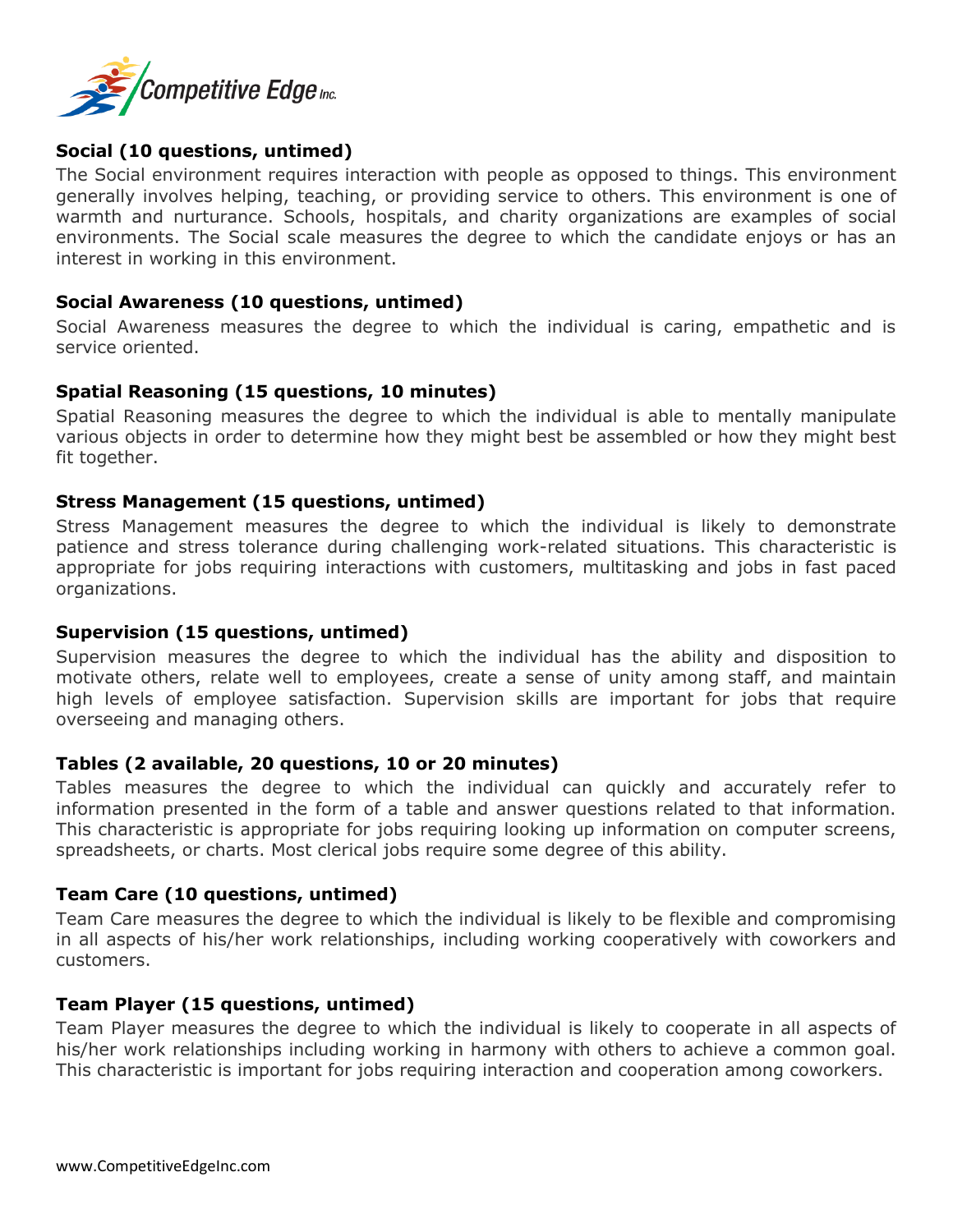**Social (10 questions, untimed)**

The Social environment requires interaction with people as opposed to things. This environment generally involves helping, teaching, or providing service to others. This environment is one of warmth and nurturance. Schools, hospitals, and charity organizations are examples of social environments. The Social scale measures the degree to which the candidate enjoys or has an interest in working in this environment.

**Social Awareness (10 questions, untimed)**

Social Awareness measures the degree to which the individual is caring, empathetic and is service oriented.

**Spatial Reasoning (15 questions, 10 minutes)**

Spatial Reasoning measures the degree to which the individual is able to mentally manipulate various objects in order to determine how they might best be assembled or how they might best fit together.

**Stress Management (15 questions, untimed)**

Stress Management measures the degree to which the individual is likely to demonstrate patience and stress tolerance during challenging work-related situations. This characteristic is appropriate for jobs requiring interactions with customers, multitasking and jobs in fast paced organizations.

**Supervision (15 questions, untimed)**

Supervision measures the degree to which the individual has the ability and disposition to motivate others, relate well to employees, create a sense of unity among staff, and maintain high levels of employee satisfaction. Supervision skills are important for jobs that require overseeing and managing others.

**Tables (2 available, 20 questions, 10 or 20 minutes)**

Tables measures the degree to which the individual can quickly and accurately refer to information presented in the form of a table and answer questions related to that information. This characteristic is appropriate for jobs requiring looking up information on computer screens, spreadsheets, or charts. Most clerical jobs require some degree of this ability.

**Team Care (10 questions, untimed)**

Team Care measures the degree to which the individual is likely to be flexible and compromising in all aspects of his/her work relationships, including working cooperatively with coworkers and customers.

**Team Player (15 questions, untimed)**

Team Player measures the degree to which the individual is likely to cooperate in all aspects of his/her work relationships including working in harmony with others to achieve a common goal. This characteristic is important for jobs requiring interaction and cooperation among coworkers.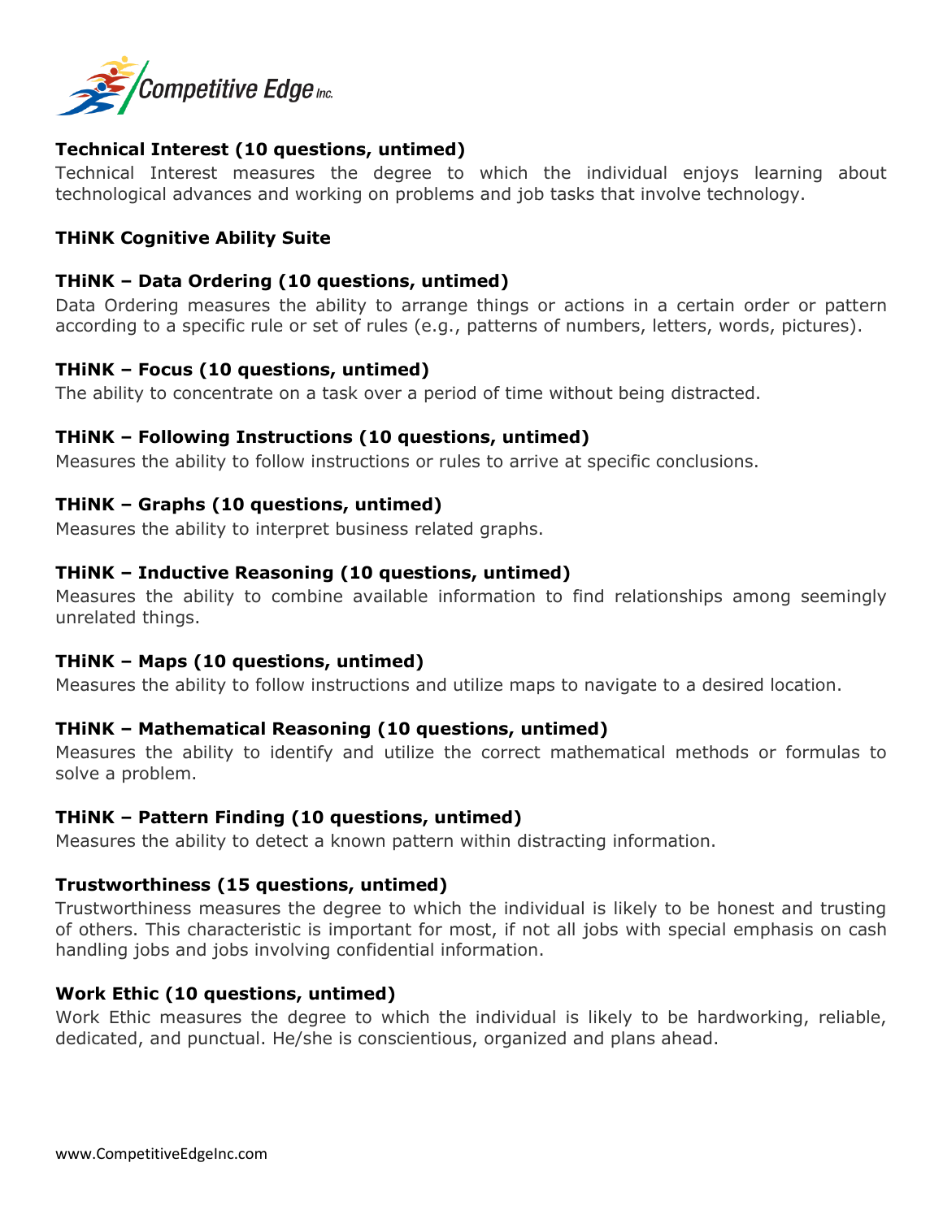**Technical Interest (10 questions, untimed)**

Technical Interest measures the degree to which the individual enjoys learning about technological advances and working on problems and job tasks that involve technology.

**THiNK Cognitive Ability Suite**

**THiNK – Data Ordering (10 questions, untimed)**

Data Ordering measures the ability to arrange things or actions in a certain order or pattern according to a specific rule or set of rules (e.g., patterns of numbers, letters, words, pictures).

**THiNK – Focus (10 questions, untimed)**

The ability to concentrate on a task over a period of time without being distracted.

**THiNK – Following Instructions (10 questions, untimed)**

Measures the ability to follow instructions or rules to arrive at specific conclusions.

**THiNK – Graphs (10 questions, untimed)**

Measures the ability to interpret business related graphs.

**THiNK – Inductive Reasoning (10 questions, untimed)**

Measures the ability to combine available information to find relationships among seemingly unrelated things.

**THiNK – Maps (10 questions, untimed)**

Measures the ability to follow instructions and utilize maps to navigate to a desired location.

**THiNK – Mathematical Reasoning (10 questions, untimed)**

Measures the ability to identify and utilize the correct mathematical methods or formulas to solve a problem.

**THiNK – Pattern Finding (10 questions, untimed)**

Measures the ability to detect a known pattern within distracting information.

**Trustworthiness (15 questions, untimed)**

Trustworthiness measures the degree to which the individual is likely to be honest and trusting of others. This characteristic is important for most, if not all jobs with special emphasis on cash handling jobs and jobs involving confidential information.

**Work Ethic (10 questions, untimed)**

Work Ethic measures the degree to which the individual is likely to be hardworking, reliable, dedicated, and punctual. He/she is conscientious, organized and plans ahead.